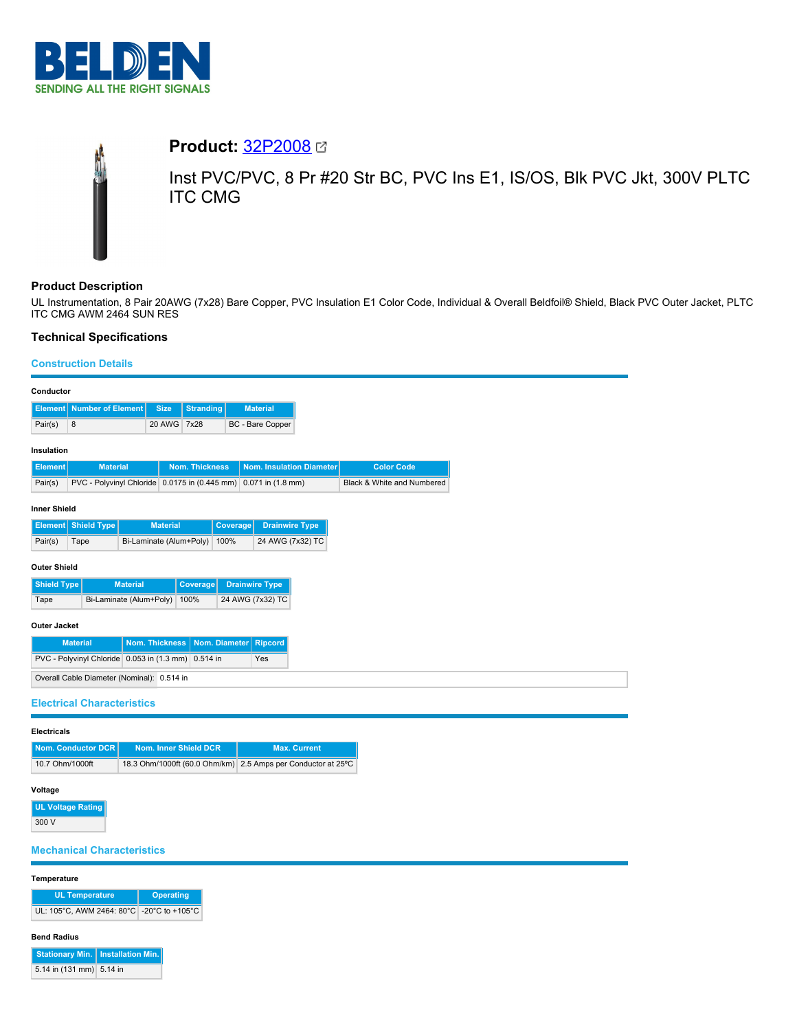BELDEN
SENDING ALL THE RIGHT SIGNALS

# Product: 32P2008

Inst PVC/PVC, 8 Pr #20 Str BC, PVC Ins E1, IS/OS, Blk PVC Jkt, 300V PLTC ITC CMG

## Product Description

UL Instrumentation, 8 Pair 20AWG (7x28) Bare Copper, PVC Insulation E1 Color Code, Individual & Overall Beldfoil® Shield, Black PVC Outer Jacket, PLTC ITC CMG AWM 2464 SUN RES

## Technical Specifications

### Construction Details

**Conductor**

| Element | Number of Element | Size | Stranding | Material |
|---|---|---|---|---|
| Pair(s) | 8 | 20 AWG | 7x28 | BC - Bare Copper |

**Insulation**

| Element | Material | Nom. Thickness | Nom. Insulation Diameter | Color Code |
|---|---|---|---|---|
| Pair(s) | PVC - Polyvinyl Chloride | 0.0175 in (0.445 mm) | 0.071 in (1.8 mm) | Black & White and Numbered |

**Inner Shield**

| Element | Shield Type | Material | Coverage | Drainwire Type |
|---|---|---|---|---|
| Pair(s) | Tape | Bi-Laminate (Alum+Poly) | 100% | 24 AWG (7x32) TC |

**Outer Shield**

| Shield Type | Material | Coverage | Drainwire Type |
|---|---|---|---|
| Tape | Bi-Laminate (Alum+Poly) | 100% | 24 AWG (7x32) TC |

**Outer Jacket**

| Material | Nom. Thickness | Nom. Diameter | Ripcord |
|---|---|---|---|
| PVC - Polyvinyl Chloride | 0.053 in (1.3 mm) | 0.514 in | Yes |

| Overall Cable Diameter (Nominal): | 0.514 in |
|---|---|

### Electrical Characteristics

**Electricals**

| Nom. Conductor DCR | Nom. Inner Shield DCR | Max. Current |
|---|---|---|
| 10.7 Ohm/1000ft | 18.3 Ohm/1000ft (60.0 Ohm/km) | 2.5 Amps per Conductor at 25ºC |

**Voltage**

| UL Voltage Rating |
|---|
| 300 V |

### Mechanical Characteristics

**Temperature**

| UL Temperature | Operating |
|---|---|
| UL: 105°C, AWM 2464: 80°C | -20°C to +105°C |

**Bend Radius**

| Stationary Min. | Installation Min. |
|---|---|
| 5.14 in (131 mm) | 5.14 in |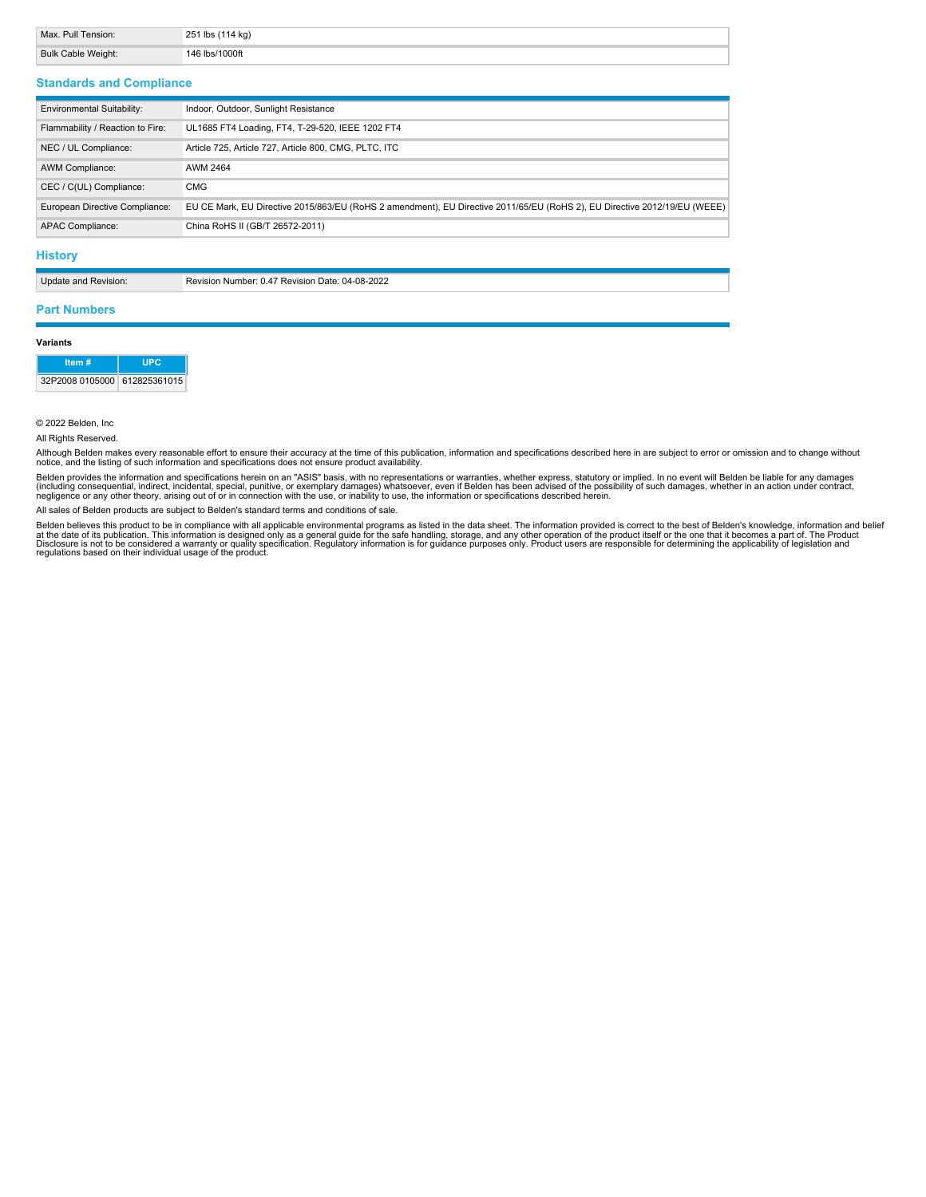| | |
|---|---|
| Max. Pull Tension: | 251 lbs (114 kg) |
| Bulk Cable Weight: | 146 lbs/1000ft |

## Standards and Compliance

| | |
|---|---|
| Environmental Suitability: | Indoor, Outdoor, Sunlight Resistance |
| Flammability / Reaction to Fire: | UL1685 FT4 Loading, FT4, T-29-520, IEEE 1202 FT4 |
| NEC / UL Compliance: | Article 725, Article 727, Article 800, CMG, PLTC, ITC |
| AWM Compliance: | AWM 2464 |
| CEC / C(UL) Compliance: | CMG |
| European Directive Compliance: | EU CE Mark, EU Directive 2015/863/EU (RoHS 2 amendment), EU Directive 2011/65/EU (RoHS 2), EU Directive 2012/19/EU (WEEE) |
| APAC Compliance: | China RoHS II (GB/T 26572-2011) |

## History

| | |
|---|---|
| Update and Revision: | Revision Number: 0.47 Revision Date: 04-08-2022 |

## Part Numbers

**Variants**

| Item # | UPC |
|---|---|
| 32P2008 0105000 | 612825361015 |

© 2022 Belden, Inc

All Rights Reserved.

Although Belden makes every reasonable effort to ensure their accuracy at the time of this publication, information and specifications described here in are subject to error or omission and to change without notice, and the listing of such information and specifications does not ensure product availability.

Belden provides the information and specifications herein on an "ASIS" basis, with no representations or warranties, whether express, statutory or implied. In no event will Belden be liable for any damages (including consequential, indirect, incidental, special, punitive, or exemplary damages) whatsoever, even if Belden has been advised of the possibility of such damages, whether in an action under contract, negligence or any other theory, arising out of or in connection with the use, or inability to use, the information or specifications described herein.

All sales of Belden products are subject to Belden's standard terms and conditions of sale.

Belden believes this product to be in compliance with all applicable environmental programs as listed in the data sheet. The information provided is correct to the best of Belden's knowledge, information and belief at the date of its publication. This information is designed only as a general guide for the safe handling, storage, and any other operation of the product itself or the one that it becomes a part of. The Product Disclosure is not to be considered a warranty or quality specification. Regulatory information is for guidance purposes only. Product users are responsible for determining the applicability of legislation and regulations based on their individual usage of the product.